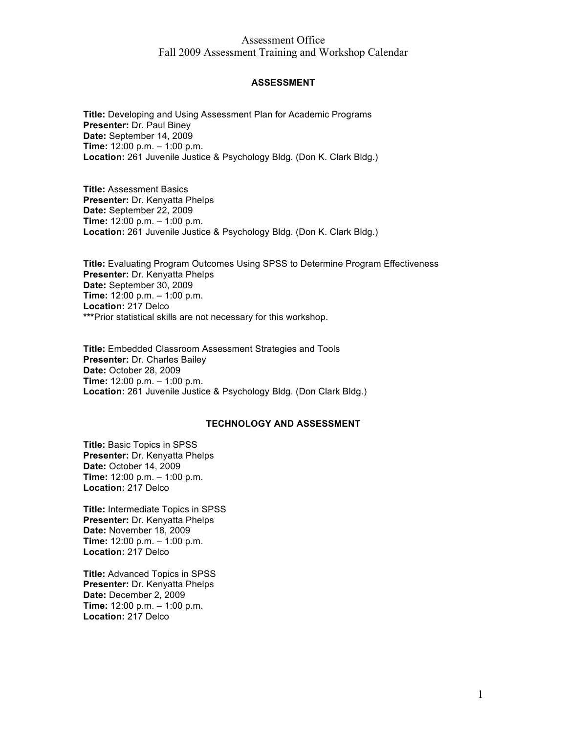# Assessment Office
## Fall 2009 Assessment Training and Workshop Calendar

### ASSESSMENT

**Title:** Developing and Using Assessment Plan for Academic Programs
**Presenter:** Dr. Paul Biney
**Date:** September 14, 2009
**Time:** 12:00 p.m. – 1:00 p.m.
**Location:** 261 Juvenile Justice & Psychology Bldg. (Don K. Clark Bldg.)

**Title:** Assessment Basics
**Presenter:** Dr. Kenyatta Phelps
**Date:** September 22, 2009
**Time:** 12:00 p.m. – 1:00 p.m.
**Location:** 261 Juvenile Justice & Psychology Bldg. (Don K. Clark Bldg.)

**Title:** Evaluating Program Outcomes Using SPSS to Determine Program Effectiveness
**Presenter:** Dr. Kenyatta Phelps
**Date:** September 30, 2009
**Time:** 12:00 p.m. – 1:00 p.m.
**Location:** 217 Delco
**\*\*\***Prior statistical skills are not necessary for this workshop.

**Title:** Embedded Classroom Assessment Strategies and Tools
**Presenter:** Dr. Charles Bailey
**Date:** October 28, 2009
**Time:** 12:00 p.m. – 1:00 p.m.
**Location:** 261 Juvenile Justice & Psychology Bldg. (Don Clark Bldg.)

### TECHNOLOGY AND ASSESSMENT

**Title:** Basic Topics in SPSS
**Presenter:** Dr. Kenyatta Phelps
**Date:** October 14, 2009
**Time:** 12:00 p.m. – 1:00 p.m.
**Location:** 217 Delco

**Title:** Intermediate Topics in SPSS
**Presenter:** Dr. Kenyatta Phelps
**Date:** November 18, 2009
**Time:** 12:00 p.m. – 1:00 p.m.
**Location:** 217 Delco

**Title:** Advanced Topics in SPSS
**Presenter:** Dr. Kenyatta Phelps
**Date:** December 2, 2009
**Time:** 12:00 p.m. – 1:00 p.m.
**Location:** 217 Delco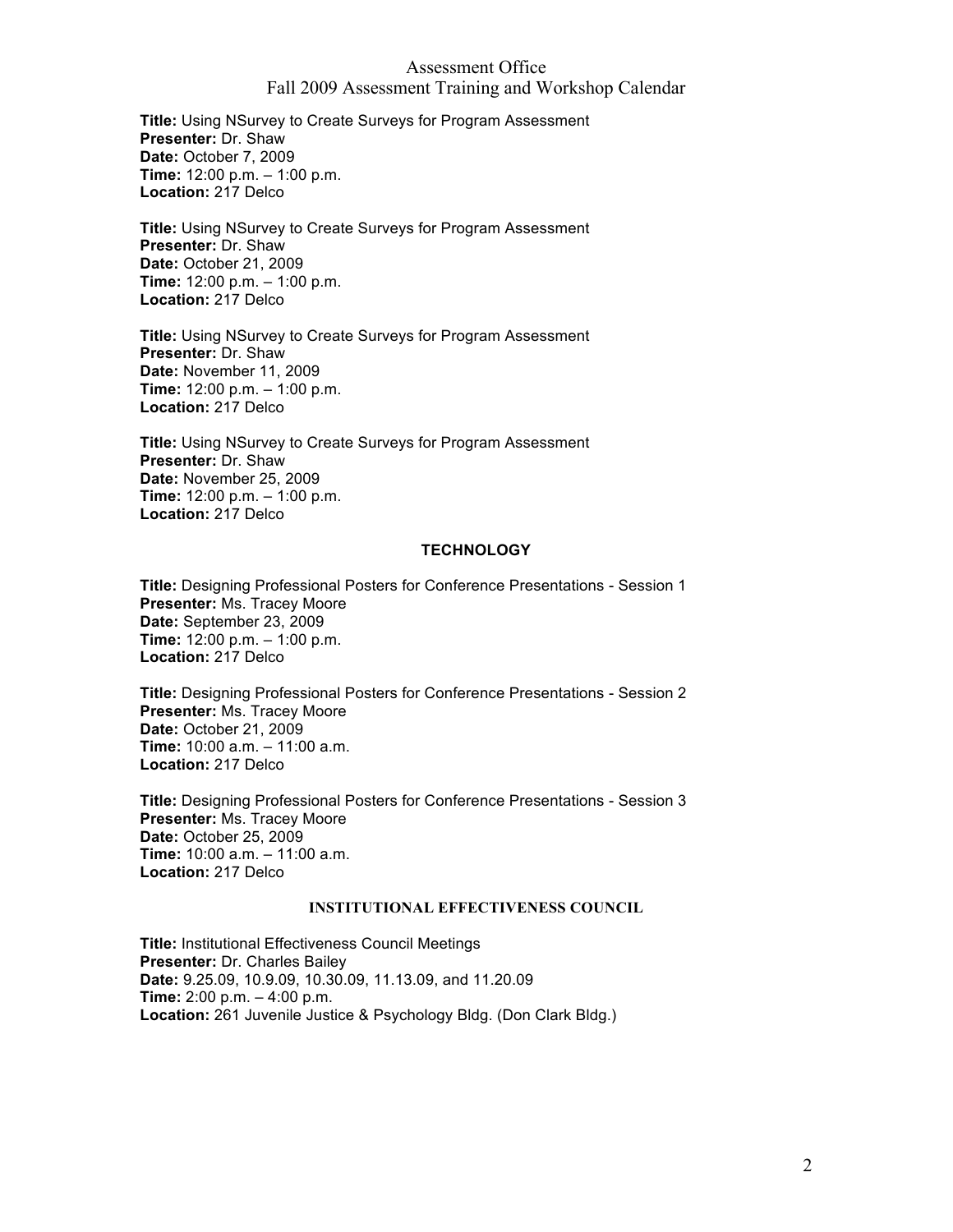# Assessment Office
## Fall 2009 Assessment Training and Workshop Calendar

**Title:** Using NSurvey to Create Surveys for Program Assessment
**Presenter:** Dr. Shaw
**Date:** October 7, 2009
**Time:** 12:00 p.m. – 1:00 p.m.
**Location:** 217 Delco

**Title:** Using NSurvey to Create Surveys for Program Assessment
**Presenter:** Dr. Shaw
**Date:** October 21, 2009
**Time:** 12:00 p.m. – 1:00 p.m.
**Location:** 217 Delco

**Title:** Using NSurvey to Create Surveys for Program Assessment
**Presenter:** Dr. Shaw
**Date:** November 11, 2009
**Time:** 12:00 p.m. – 1:00 p.m.
**Location:** 217 Delco

**Title:** Using NSurvey to Create Surveys for Program Assessment
**Presenter:** Dr. Shaw
**Date:** November 25, 2009
**Time:** 12:00 p.m. – 1:00 p.m.
**Location:** 217 Delco

### TECHNOLOGY

**Title:** Designing Professional Posters for Conference Presentations - Session 1
**Presenter:** Ms. Tracey Moore
**Date:** September 23, 2009
**Time:** 12:00 p.m. – 1:00 p.m.
**Location:** 217 Delco

**Title:** Designing Professional Posters for Conference Presentations - Session 2
**Presenter:** Ms. Tracey Moore
**Date:** October 21, 2009
**Time:** 10:00 a.m. – 11:00 a.m.
**Location:** 217 Delco

**Title:** Designing Professional Posters for Conference Presentations - Session 3
**Presenter:** Ms. Tracey Moore
**Date:** October 25, 2009
**Time:** 10:00 a.m. – 11:00 a.m.
**Location:** 217 Delco

### INSTITUTIONAL EFFECTIVENESS COUNCIL

**Title:** Institutional Effectiveness Council Meetings
**Presenter:** Dr. Charles Bailey
**Date:** 9.25.09, 10.9.09, 10.30.09, 11.13.09, and 11.20.09
**Time:** 2:00 p.m. – 4:00 p.m.
**Location:** 261 Juvenile Justice & Psychology Bldg. (Don Clark Bldg.)